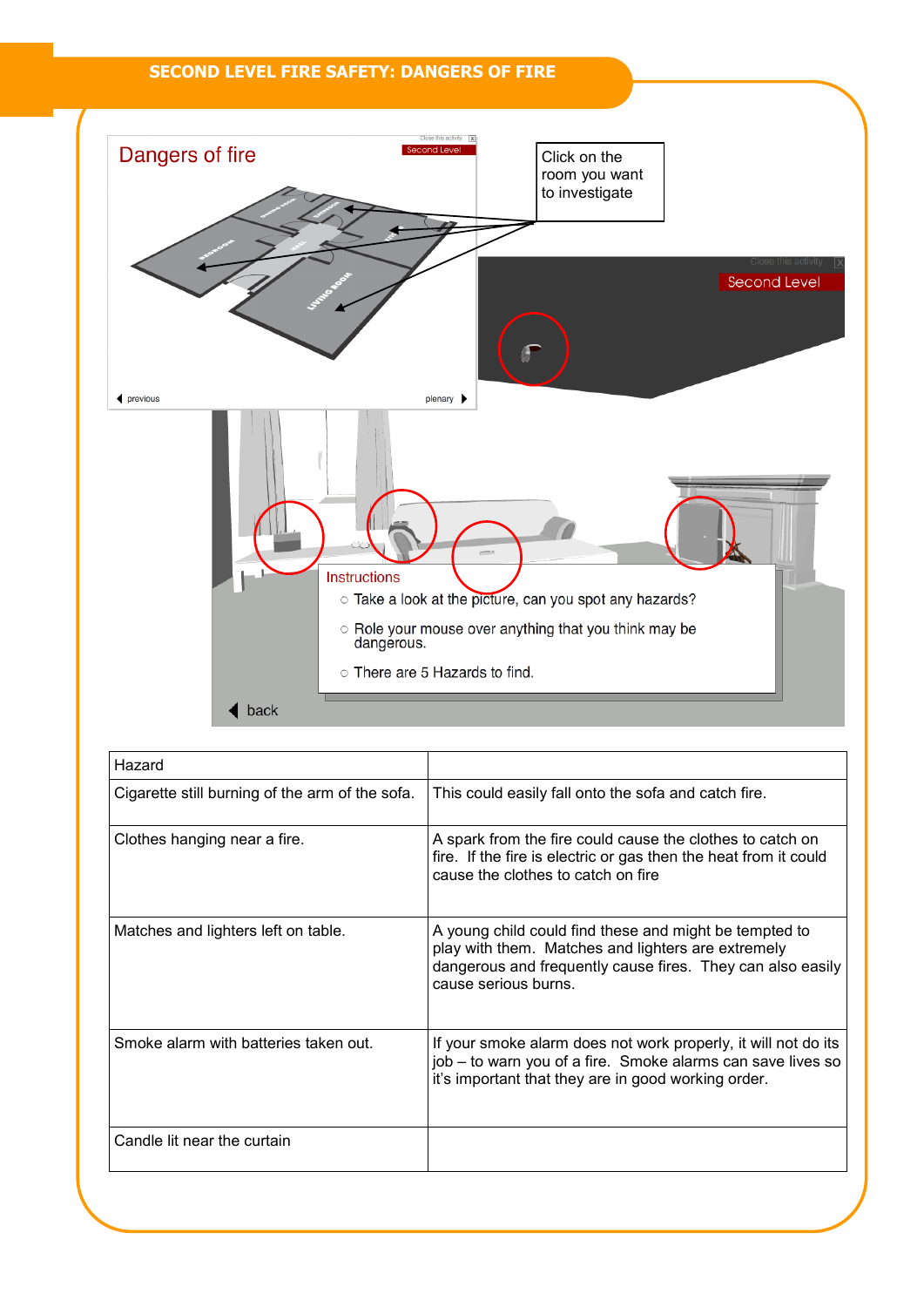# SECOND LEVEL FIRE SAFETY: DANGERS OF FIRE

Dangers of fire

Click on the room you want to investigate

Second Level

previous

plenary

Instructions

- Take a look at the picture, can you spot any hazards?
- Role your mouse over anything that you think may be dangerous.
- There are 5 Hazards to find.

back

| Hazard | |
|---|---|
| Cigarette still burning of the arm of the sofa. | This could easily fall onto the sofa and catch fire. |
| Clothes hanging near a fire. | A spark from the fire could cause the clothes to catch on fire. If the fire is electric or gas then the heat from it could cause the clothes to catch on fire |
| Matches and lighters left on table. | A young child could find these and might be tempted to play with them. Matches and lighters are extremely dangerous and frequently cause fires. They can also easily cause serious burns. |
| Smoke alarm with batteries taken out. | If your smoke alarm does not work properly, it will not do its job – to warn you of a fire. Smoke alarms can save lives so it's important that they are in good working order. |
| Candle lit near the curtain | |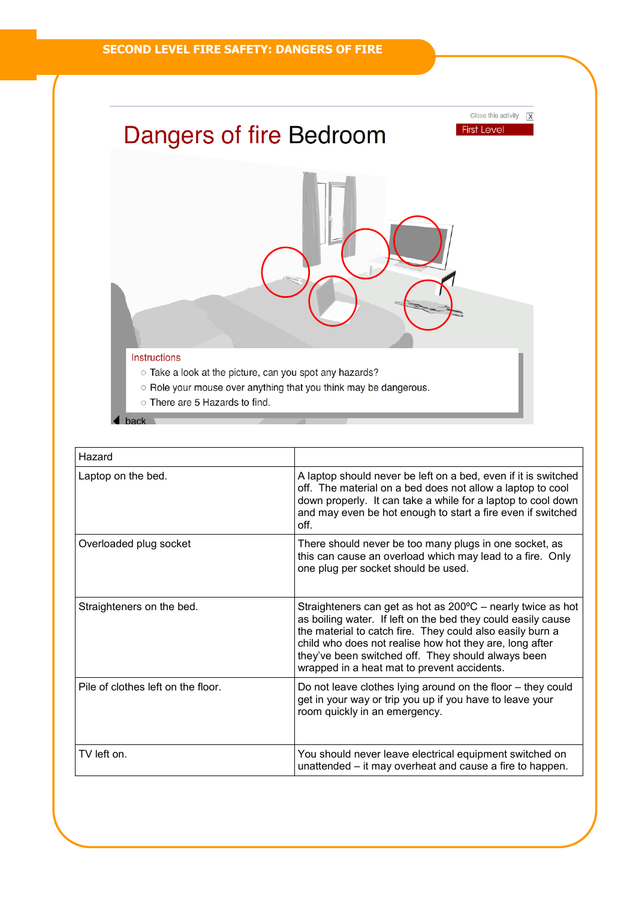SECOND LEVEL FIRE SAFETY: DANGERS OF FIRE

Close this activity X

First Level

# Dangers of fire Bedroom

Instructions

- Take a look at the picture, can you spot any hazards?
- Role your mouse over anything that you think may be dangerous.
- There are 5 Hazards to find.

back

| Hazard | |
|---|---|
| Laptop on the bed. | A laptop should never be left on a bed, even if it is switched off. The material on a bed does not allow a laptop to cool down properly. It can take a while for a laptop to cool down and may even be hot enough to start a fire even if switched off. |
| Overloaded plug socket | There should never be too many plugs in one socket, as this can cause an overload which may lead to a fire. Only one plug per socket should be used. |
| Straighteners on the bed. | Straighteners can get as hot as 200ºC – nearly twice as hot as boiling water. If left on the bed they could easily cause the material to catch fire. They could also easily burn a child who does not realise how hot they are, long after they've been switched off. They should always been wrapped in a heat mat to prevent accidents. |
| Pile of clothes left on the floor. | Do not leave clothes lying around on the floor – they could get in your way or trip you up if you have to leave your room quickly in an emergency. |
| TV left on. | You should never leave electrical equipment switched on unattended – it may overheat and cause a fire to happen. |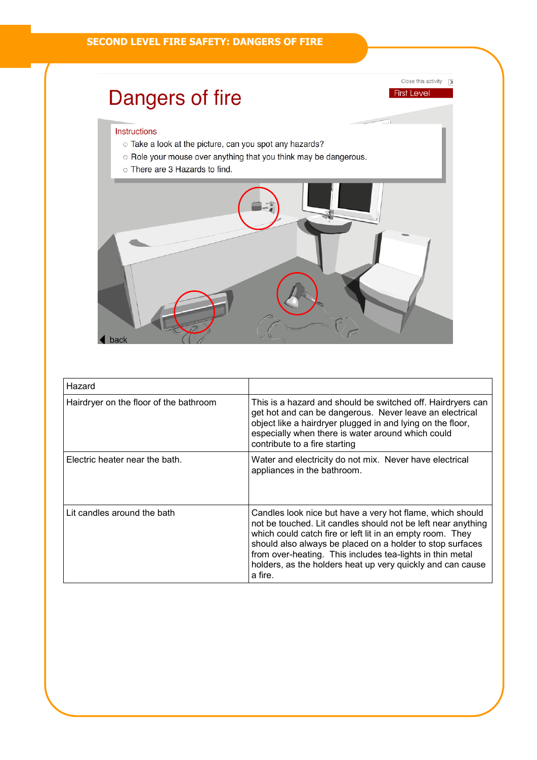SECOND LEVEL FIRE SAFETY: DANGERS OF FIRE

# Dangers of fire

Close this activity

First Level

Instructions

- Take a look at the picture, can you spot any hazards?
- Role your mouse over anything that you think may be dangerous.
- There are 3 Hazards to find.

back

| Hazard | |
|---|---|
| Hairdryer on the floor of the bathroom | This is a hazard and should be switched off. Hairdryers can get hot and can be dangerous. Never leave an electrical object like a hairdryer plugged in and lying on the floor, especially when there is water around which could contribute to a fire starting |
| Electric heater near the bath. | Water and electricity do not mix. Never have electrical appliances in the bathroom. |
| Lit candles around the bath | Candles look nice but have a very hot flame, which should not be touched. Lit candles should not be left near anything which could catch fire or left lit in an empty room. They should also always be placed on a holder to stop surfaces from over-heating. This includes tea-lights in thin metal holders, as the holders heat up very quickly and can cause a fire. |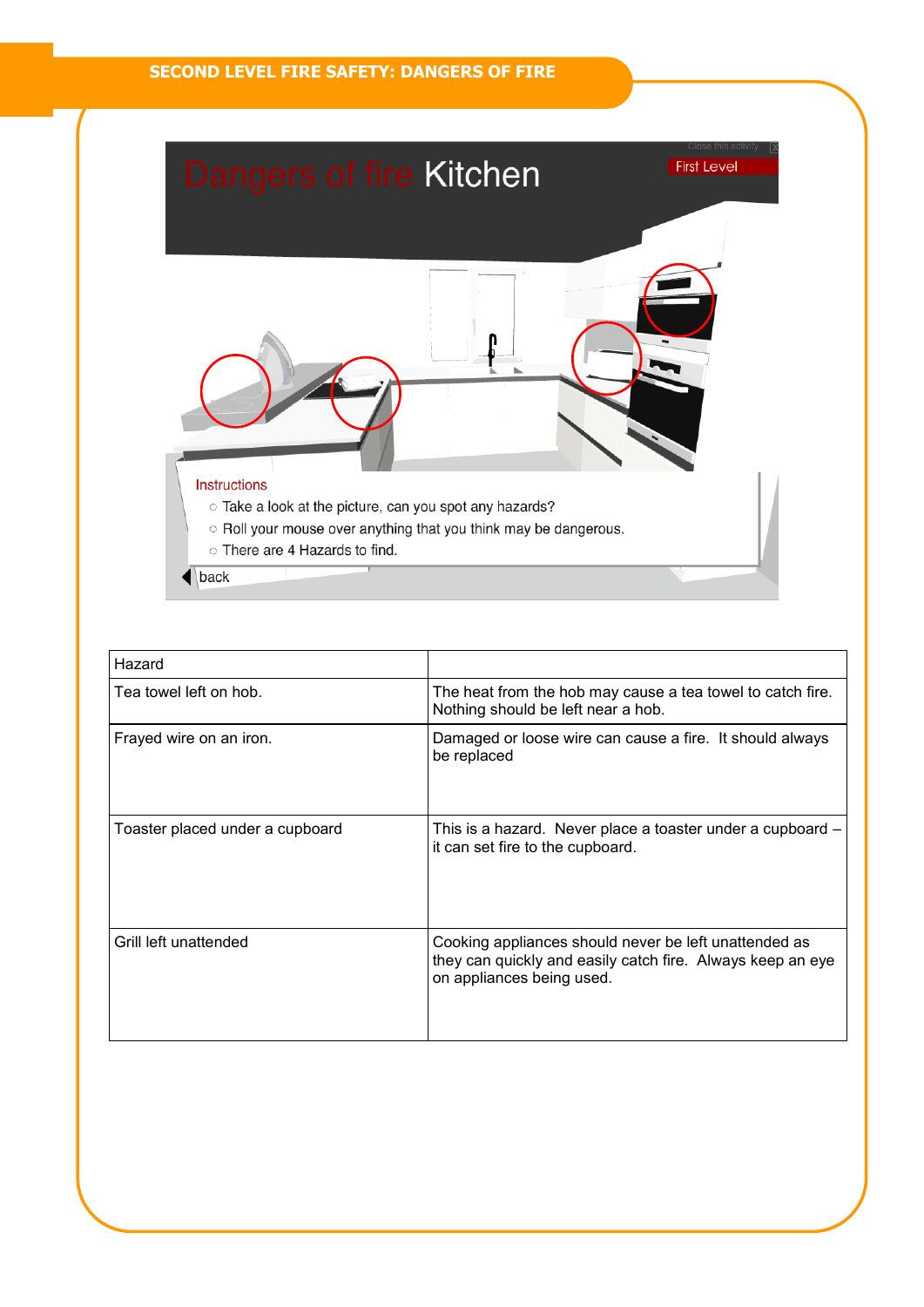| | |
|---|---|
| Hazard | |
| Tea towel left on hob. | The heat from the hob may cause a tea towel to catch fire. Nothing should be left near a hob. |
| Frayed wire on an iron. | Damaged or loose wire can cause a fire. It should always be replaced |
| Toaster placed under a cupboard | This is a hazard. Never place a toaster under a cupboard – it can set fire to the cupboard. |
| Grill left unattended | Cooking appliances should never be left unattended as they can quickly and easily catch fire. Always keep an eye on appliances being used. |